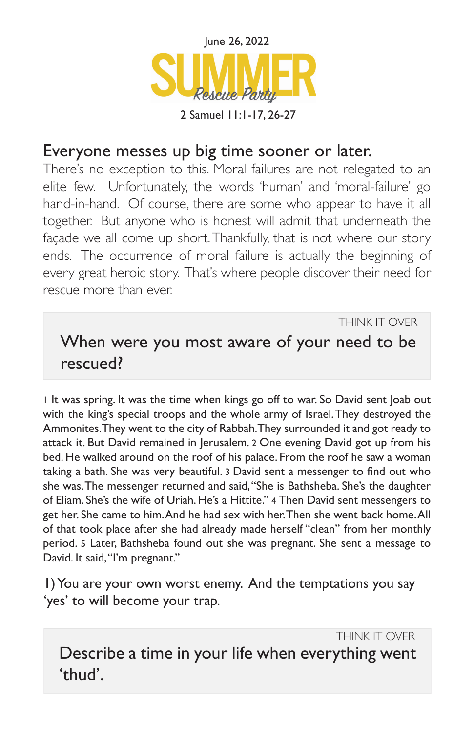June 26, 2022

# SUMMER

*Rescue Party*

2 Samuel 11:1-17, 26-27

## Everyone messes up big time sooner or later.

There's no exception to this. Moral failures are not relegated to an elite few. Unfortunately, the words 'human' and 'moral-failure' go hand-in-hand. Of course, there are some who appear to have it all together. But anyone who is honest will admit that underneath the façade we all come up short. Thankfully, that is not where our story ends. The occurrence of moral failure is actually the beginning of every great heroic story. That's where people discover their need for rescue more than ever.

> THINK IT OVER
>
> **When were you most aware of your need to be rescued?**

1 It was spring. It was the time when kings go off to war. So David sent Joab out with the king's special troops and the whole army of Israel. They destroyed the Ammonites. They went to the city of Rabbah. They surrounded it and got ready to attack it. But David remained in Jerusalem. 2 One evening David got up from his bed. He walked around on the roof of his palace. From the roof he saw a woman taking a bath. She was very beautiful. 3 David sent a messenger to find out who she was. The messenger returned and said, "She is Bathsheba. She's the daughter of Eliam. She's the wife of Uriah. He's a Hittite." 4 Then David sent messengers to get her. She came to him. And he had sex with her. Then she went back home. All of that took place after she had already made herself "clean" from her monthly period. 5 Later, Bathsheba found out she was pregnant. She sent a message to David. It said, "I'm pregnant."

1) You are your own worst enemy. And the temptations you say 'yes' to will become your trap.

> THINK IT OVER
>
> **Describe a time in your life when everything went 'thud'.**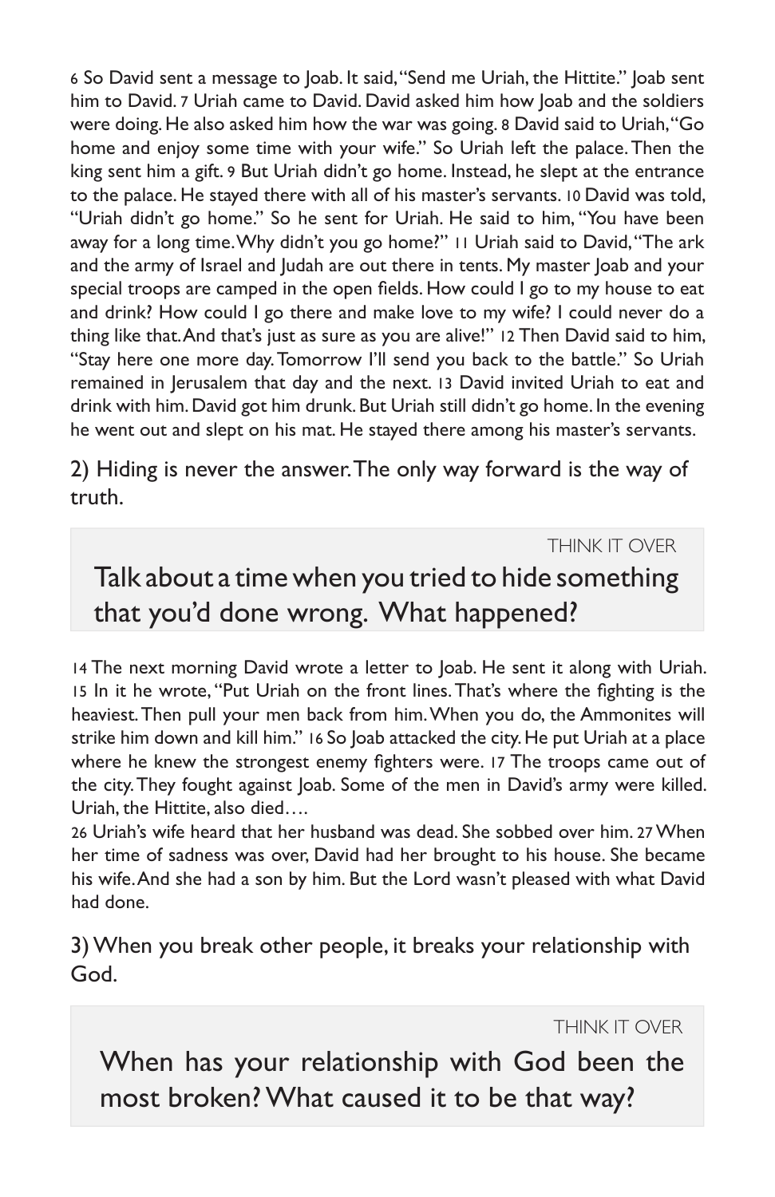6 So David sent a message to Joab. It said, "Send me Uriah, the Hittite." Joab sent him to David. 7 Uriah came to David. David asked him how Joab and the soldiers were doing. He also asked him how the war was going. 8 David said to Uriah, "Go home and enjoy some time with your wife." So Uriah left the palace. Then the king sent him a gift. 9 But Uriah didn't go home. Instead, he slept at the entrance to the palace. He stayed there with all of his master's servants. 10 David was told, "Uriah didn't go home." So he sent for Uriah. He said to him, "You have been away for a long time. Why didn't you go home?" 11 Uriah said to David, "The ark and the army of Israel and Judah are out there in tents. My master Joab and your special troops are camped in the open fields. How could I go to my house to eat and drink? How could I go there and make love to my wife? I could never do a thing like that. And that's just as sure as you are alive!" 12 Then David said to him, "Stay here one more day. Tomorrow I'll send you back to the battle." So Uriah remained in Jerusalem that day and the next. 13 David invited Uriah to eat and drink with him. David got him drunk. But Uriah still didn't go home. In the evening he went out and slept on his mat. He stayed there among his master's servants.

2) Hiding is never the answer. The only way forward is the way of truth.

> THINK IT OVER
>
> Talk about a time when you tried to hide something that you'd done wrong. What happened?

14 The next morning David wrote a letter to Joab. He sent it along with Uriah. 15 In it he wrote, "Put Uriah on the front lines. That's where the fighting is the heaviest. Then pull your men back from him. When you do, the Ammonites will strike him down and kill him." 16 So Joab attacked the city. He put Uriah at a place where he knew the strongest enemy fighters were. 17 The troops came out of the city. They fought against Joab. Some of the men in David's army were killed. Uriah, the Hittite, also died….

26 Uriah's wife heard that her husband was dead. She sobbed over him. 27 When her time of sadness was over, David had her brought to his house. She became his wife. And she had a son by him. But the Lord wasn't pleased with what David had done.

3) When you break other people, it breaks your relationship with God.

> THINK IT OVER
>
> When has your relationship with God been the most broken? What caused it to be that way?